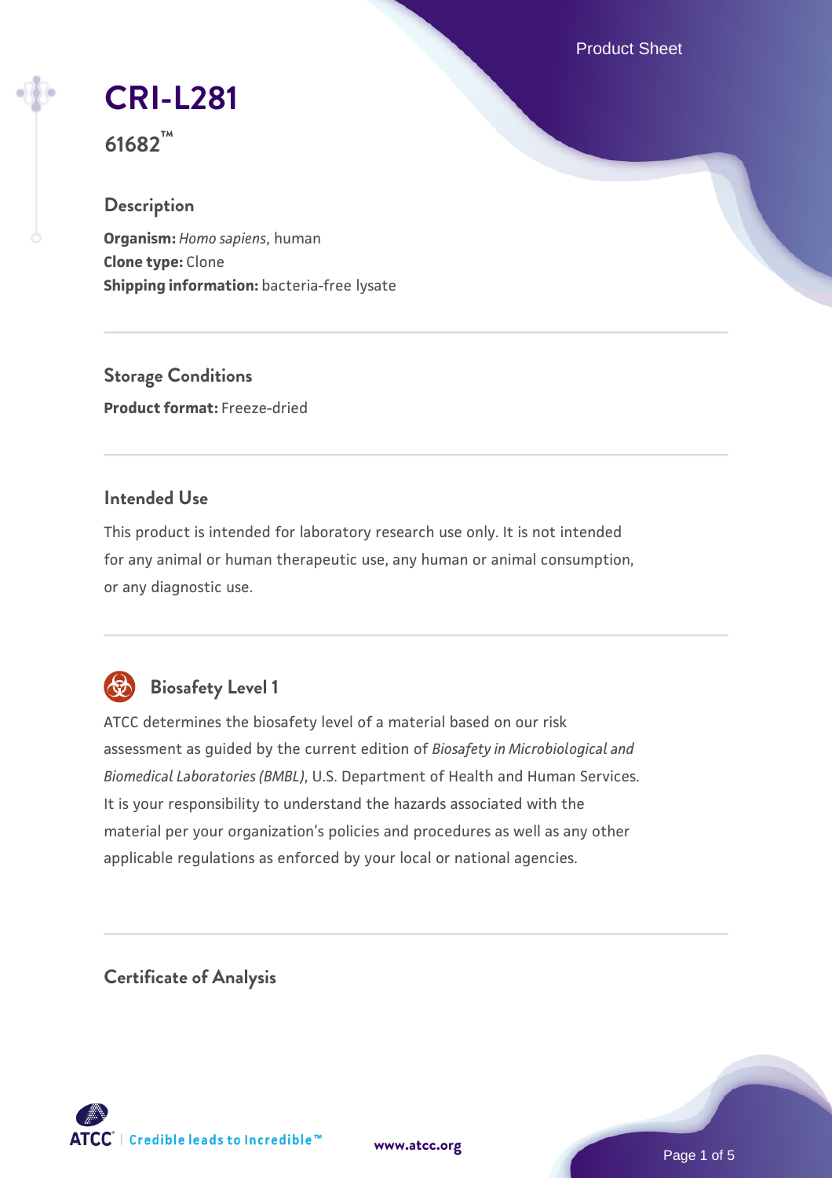# CRI-L281

**61682™**

## Description

**Organism:** *Homo sapiens*, human
**Clone type:** Clone
**Shipping information:** bacteria-free lysate

## Storage Conditions

**Product format:** Freeze-dried

## Intended Use

This product is intended for laboratory research use only. It is not intended for any animal or human therapeutic use, any human or animal consumption, or any diagnostic use.

## Biosafety Level 1

ATCC determines the biosafety level of a material based on our risk assessment as guided by the current edition of *Biosafety in Microbiological and Biomedical Laboratories (BMBL)*, U.S. Department of Health and Human Services. It is your responsibility to understand the hazards associated with the material per your organization's policies and procedures as well as any other applicable regulations as enforced by your local or national agencies.

## Certificate of Analysis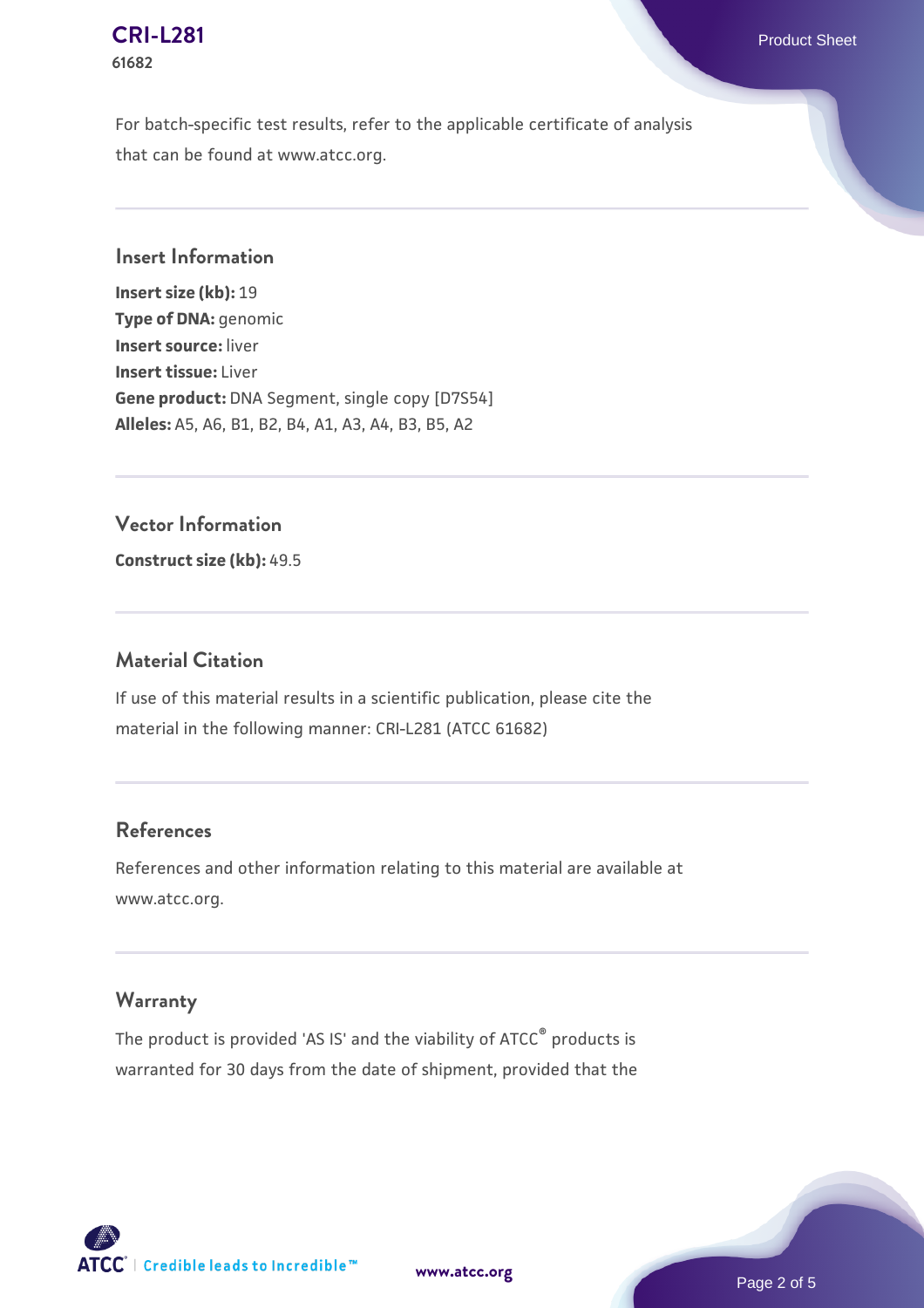For batch-specific test results, refer to the applicable certificate of analysis that can be found at www.atcc.org.

## Insert Information

**Insert size (kb):** 19
**Type of DNA:** genomic
**Insert source:** liver
**Insert tissue:** Liver
**Gene product:** DNA Segment, single copy [D7S54]
**Alleles:** A5, A6, B1, B2, B4, A1, A3, A4, B3, B5, A2

## Vector Information

**Construct size (kb):** 49.5

## Material Citation

If use of this material results in a scientific publication, please cite the material in the following manner: CRI-L281 (ATCC 61682)

## References

References and other information relating to this material are available at www.atcc.org.

## Warranty

The product is provided 'AS IS' and the viability of ATCC® products is warranted for 30 days from the date of shipment, provided that the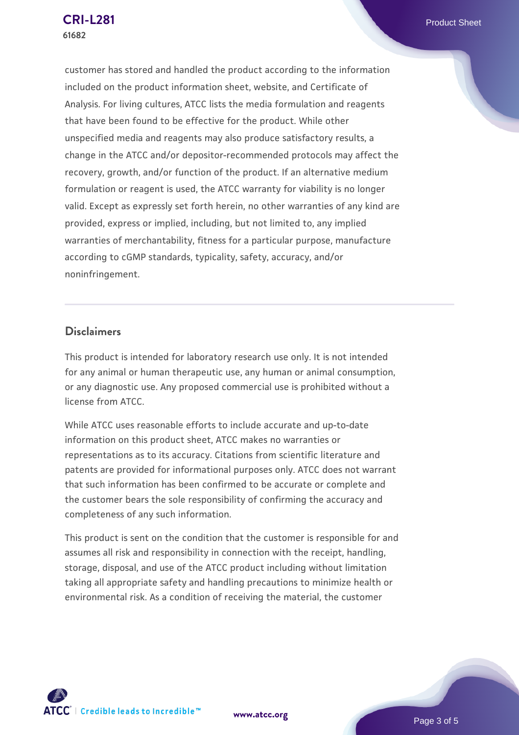customer has stored and handled the product according to the information included on the product information sheet, website, and Certificate of Analysis. For living cultures, ATCC lists the media formulation and reagents that have been found to be effective for the product. While other unspecified media and reagents may also produce satisfactory results, a change in the ATCC and/or depositor-recommended protocols may affect the recovery, growth, and/or function of the product. If an alternative medium formulation or reagent is used, the ATCC warranty for viability is no longer valid. Except as expressly set forth herein, no other warranties of any kind are provided, express or implied, including, but not limited to, any implied warranties of merchantability, fitness for a particular purpose, manufacture according to cGMP standards, typicality, safety, accuracy, and/or noninfringement.

## Disclaimers

This product is intended for laboratory research use only. It is not intended for any animal or human therapeutic use, any human or animal consumption, or any diagnostic use. Any proposed commercial use is prohibited without a license from ATCC.

While ATCC uses reasonable efforts to include accurate and up-to-date information on this product sheet, ATCC makes no warranties or representations as to its accuracy. Citations from scientific literature and patents are provided for informational purposes only. ATCC does not warrant that such information has been confirmed to be accurate or complete and the customer bears the sole responsibility of confirming the accuracy and completeness of any such information.

This product is sent on the condition that the customer is responsible for and assumes all risk and responsibility in connection with the receipt, handling, storage, disposal, and use of the ATCC product including without limitation taking all appropriate safety and handling precautions to minimize health or environmental risk. As a condition of receiving the material, the customer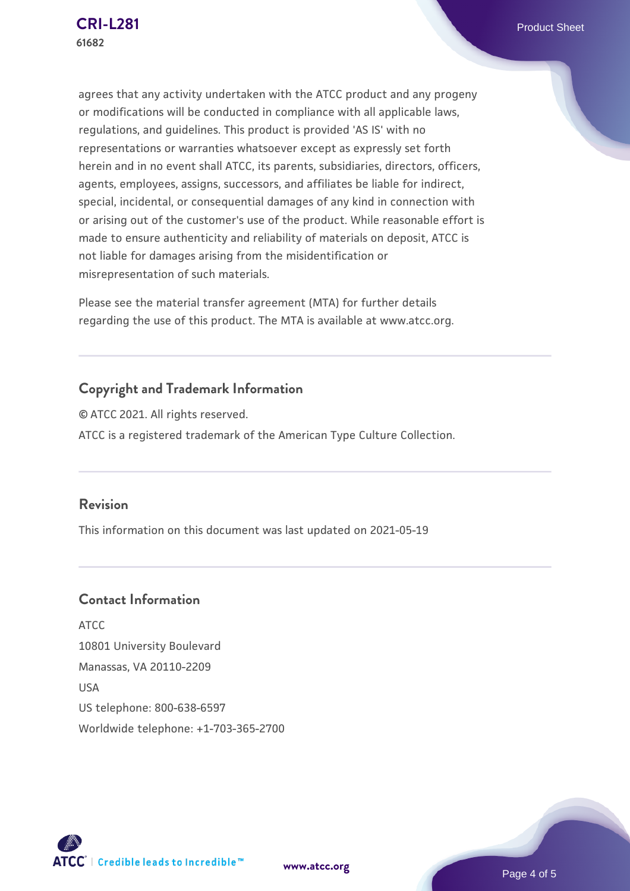agrees that any activity undertaken with the ATCC product and any progeny or modifications will be conducted in compliance with all applicable laws, regulations, and guidelines. This product is provided 'AS IS' with no representations or warranties whatsoever except as expressly set forth herein and in no event shall ATCC, its parents, subsidiaries, directors, officers, agents, employees, assigns, successors, and affiliates be liable for indirect, special, incidental, or consequential damages of any kind in connection with or arising out of the customer's use of the product. While reasonable effort is made to ensure authenticity and reliability of materials on deposit, ATCC is not liable for damages arising from the misidentification or misrepresentation of such materials.

Please see the material transfer agreement (MTA) for further details regarding the use of this product. The MTA is available at www.atcc.org.

## Copyright and Trademark Information

© ATCC 2021. All rights reserved.

ATCC is a registered trademark of the American Type Culture Collection.

## Revision

This information on this document was last updated on 2021-05-19

## Contact Information

ATCC
10801 University Boulevard
Manassas, VA 20110-2209
USA
US telephone: 800-638-6597
Worldwide telephone: +1-703-365-2700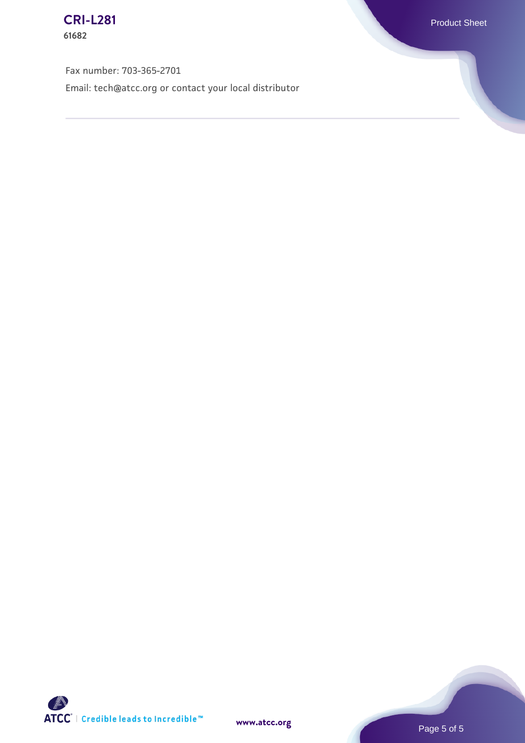Fax number: 703-365-2701

Email: tech@atcc.org or contact your local distributor